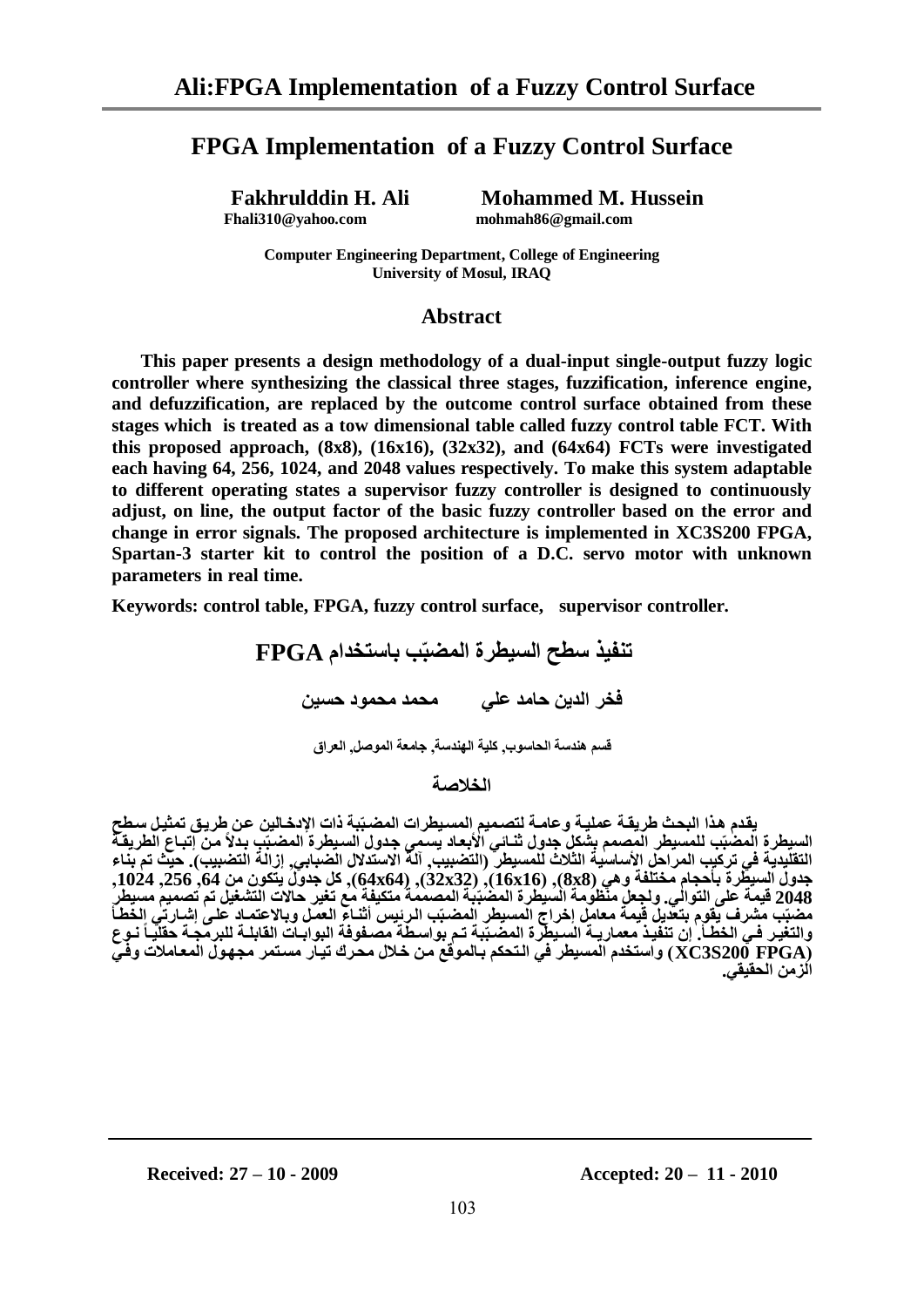# FPGA Implementation of a Fuzzy Control Surface

**Fakhrulddin H. Ali** — Fhali310@yahoo.com

**Mohammed M. Hussein** — mohmah86@gmail.com

**Computer Engineering Department, College of Engineering**
**University of Mosul, IRAQ**

## Abstract

**This paper presents a design methodology of a dual-input single-output fuzzy logic controller where synthesizing the classical three stages, fuzzification, inference engine, and defuzzification, are replaced by the outcome control surface obtained from these stages which is treated as a tow dimensional table called fuzzy control table FCT. With this proposed approach, (8x8), (16x16), (32x32), and (64x64) FCTs were investigated each having 64, 256, 1024, and 2048 values respectively. To make this system adaptable to different operating states a supervisor fuzzy controller is designed to continuously adjust, on line, the output factor of the basic fuzzy controller based on the error and change in error signals. The proposed architecture is implemented in XC3S200 FPGA, Spartan-3 starter kit to control the position of a D.C. servo motor with unknown parameters in real time.**

**Keywords: control table, FPGA, fuzzy control surface, supervisor controller.**

# تنفيذ سطح السيطرة المضبّب باستخدام FPGA

**فخر الدين حامد علي        محمد محمود حسين**

**قسم هندسة الحاسوب, كلية الهندسة, جامعة الموصل, العراق**

## الخلاصة

**يقدم هذا البحث طريقة عملية وعامة لتصميم المسيطرات المضبّبة ذات الإدخالين عن طريق تمثيل سطح السيطرة المضبّب للمسيطر المصمم بشكل جدول ثنائي الأبعاد يسمى جدول السيطرة المضبّب بدلاً من إتباع الطريقة التقليدية في تركيب المراحل الأساسية الثلاث للمسيطر (التضبيب, آلة الاستدلال الضبابي, إزالة التضبيب). حيث تم بناء جدول السيطرة بأحجام مختلفة وهي (8x8), (16x16), (32x32), (64x64), كل جدول يتكون من 64, 256, 1024, 2048 قيمة على التوالي. ولجعل منظومة السيطرة المضبّبة المصممة متكيفة مع تغير حالات التشغيل تم تصميم مسيطر مضبّب مشرف يقوم بتعديل قيمة معامل إخراج المسيطر المضبّب الرئيس أثناء العمل وبالاعتماد على إشارتي الخطأ والتغير في الخطأ. إن تنفيذ معمارية السيطرة المضبّبة تم بواسطة مصفوفة البوابات القابلة للبرمجة حقلياً نوع (XC3S200 FPGA) واستخدم المسيطر في التحكم بالموقع من خلال محرك تيار مستمر مجهول المعاملات وفي الزمن الحقيقي.**

**Received: 27 – 10 - 2009 Accepted: 20 – 11 - 2010**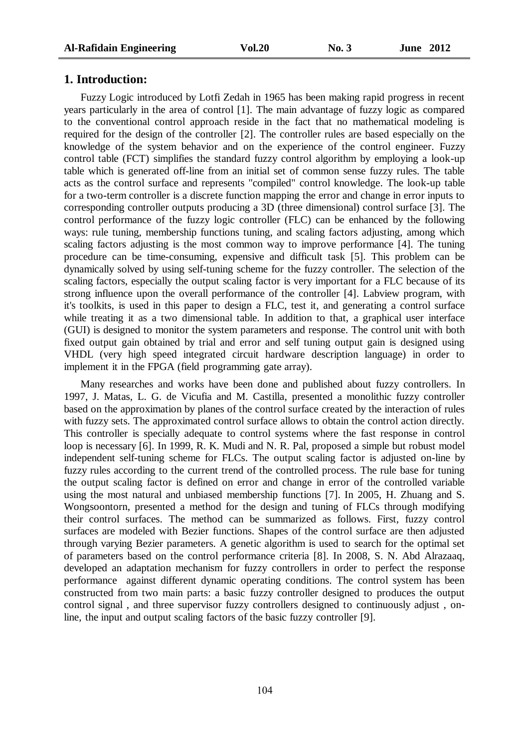## 1. Introduction:

Fuzzy Logic introduced by Lotfi Zedah in 1965 has been making rapid progress in recent years particularly in the area of control [1]. The main advantage of fuzzy logic as compared to the conventional control approach reside in the fact that no mathematical modeling is required for the design of the controller [2]. The controller rules are based especially on the knowledge of the system behavior and on the experience of the control engineer. Fuzzy control table (FCT) simplifies the standard fuzzy control algorithm by employing a look-up table which is generated off-line from an initial set of common sense fuzzy rules. The table acts as the control surface and represents "compiled" control knowledge. The look-up table for a two-term controller is a discrete function mapping the error and change in error inputs to corresponding controller outputs producing a 3D (three dimensional) control surface [3]. The control performance of the fuzzy logic controller (FLC) can be enhanced by the following ways: rule tuning, membership functions tuning, and scaling factors adjusting, among which scaling factors adjusting is the most common way to improve performance [4]. The tuning procedure can be time-consuming, expensive and difficult task [5]. This problem can be dynamically solved by using self-tuning scheme for the fuzzy controller. The selection of the scaling factors, especially the output scaling factor is very important for a FLC because of its strong influence upon the overall performance of the controller [4]. Labview program, with it's toolkits, is used in this paper to design a FLC, test it, and generating a control surface while treating it as a two dimensional table. In addition to that, a graphical user interface (GUI) is designed to monitor the system parameters and response. The control unit with both fixed output gain obtained by trial and error and self tuning output gain is designed using VHDL (very high speed integrated circuit hardware description language) in order to implement it in the FPGA (field programming gate array).

Many researches and works have been done and published about fuzzy controllers. In 1997, J. Matas, L. G. de Vicufia and M. Castilla, presented a monolithic fuzzy controller based on the approximation by planes of the control surface created by the interaction of rules with fuzzy sets. The approximated control surface allows to obtain the control action directly. This controller is specially adequate to control systems where the fast response in control loop is necessary [6]. In 1999, R. K. Mudi and N. R. Pal, proposed a simple but robust model independent self-tuning scheme for FLCs. The output scaling factor is adjusted on-line by fuzzy rules according to the current trend of the controlled process. The rule base for tuning the output scaling factor is defined on error and change in error of the controlled variable using the most natural and unbiased membership functions [7]. In 2005, H. Zhuang and S. Wongsoontorn, presented a method for the design and tuning of FLCs through modifying their control surfaces. The method can be summarized as follows. First, fuzzy control surfaces are modeled with Bezier functions. Shapes of the control surface are then adjusted through varying Bezier parameters. A genetic algorithm is used to search for the optimal set of parameters based on the control performance criteria [8]. In 2008, S. N. Abd Alrazaaq, developed an adaptation mechanism for fuzzy controllers in order to perfect the response performance against different dynamic operating conditions. The control system has been constructed from two main parts: a basic fuzzy controller designed to produces the output control signal , and three supervisor fuzzy controllers designed to continuously adjust , on-line, the input and output scaling factors of the basic fuzzy controller [9].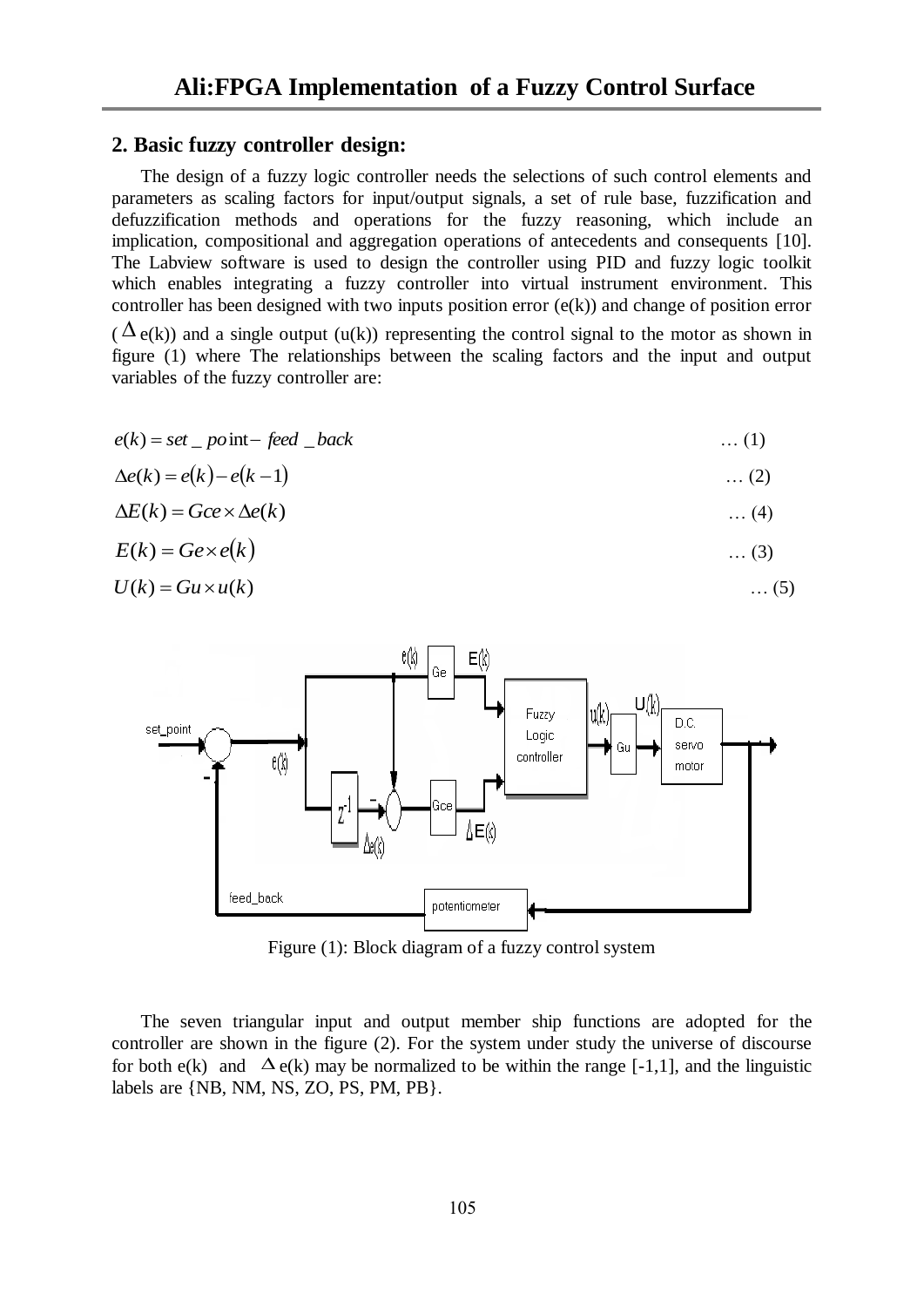## 2. Basic fuzzy controller design:

The design of a fuzzy logic controller needs the selections of such control elements and parameters as scaling factors for input/output signals, a set of rule base, fuzzification and defuzzification methods and operations for the fuzzy reasoning, which include an implication, compositional and aggregation operations of antecedents and consequents [10]. The Labview software is used to design the controller using PID and fuzzy logic toolkit which enables integrating a fuzzy controller into virtual instrument environment. This controller has been designed with two inputs position error (e(k)) and change of position error ($\Delta$e(k)) and a single output (u(k)) representing the control signal to the motor as shown in figure (1) where The relationships between the scaling factors and the input and output variables of the fuzzy controller are:

$$e(k) = set\_point - feed\_back \quad \dots (1)$$

$$\Delta e(k) = e(k) - e(k-1) \quad \dots (2)$$

$$\Delta E(k) = Gce \times \Delta e(k) \quad \dots (4)$$

$$E(k) = Ge \times e(k) \quad \dots (3)$$

$$U(k) = Gu \times u(k) \quad \dots (5)$$

Figure (1): Block diagram of a fuzzy control system

The seven triangular input and output member ship functions are adopted for the controller are shown in the figure (2). For the system under study the universe of discourse for both e(k) and $\Delta$e(k) may be normalized to be within the range [-1,1], and the linguistic labels are {NB, NM, NS, ZO, PS, PM, PB}.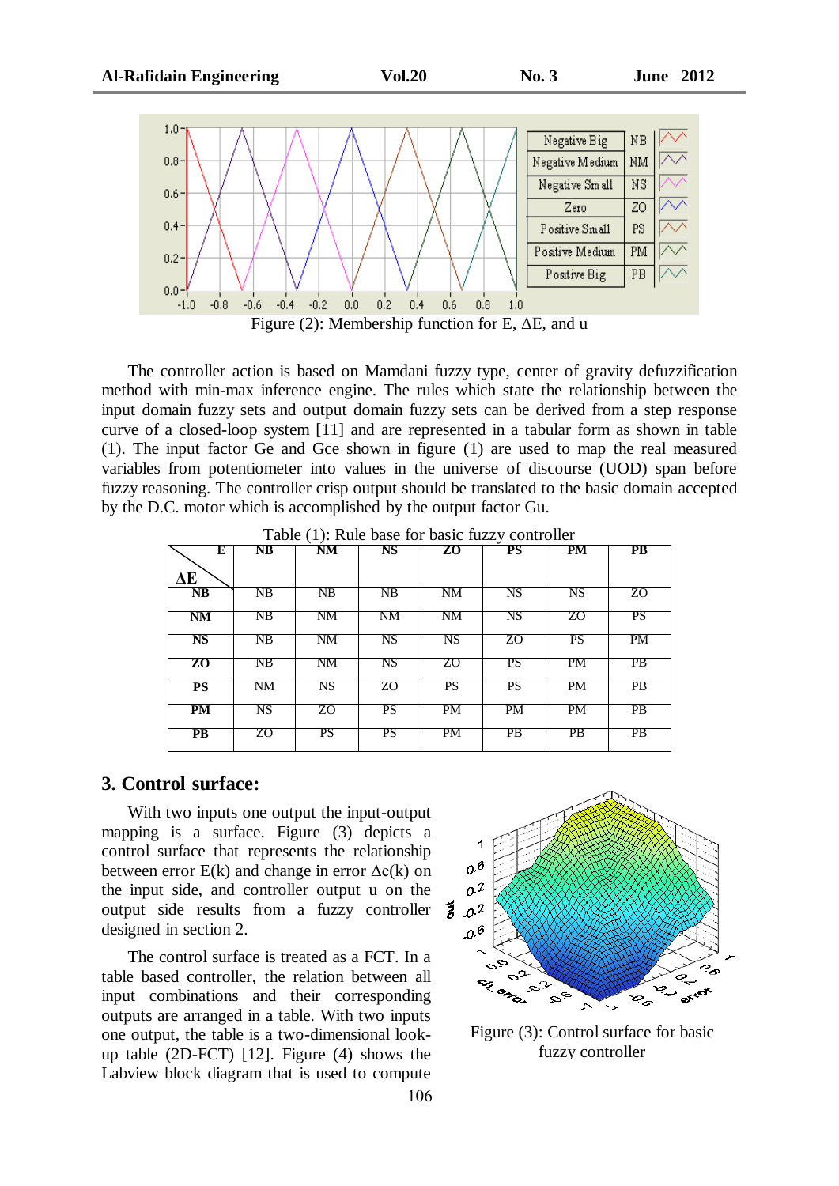Figure (2): Membership function for E, ΔE, and u

The controller action is based on Mamdani fuzzy type, center of gravity defuzzification method with min-max inference engine. The rules which state the relationship between the input domain fuzzy sets and output domain fuzzy sets can be derived from a step response curve of a closed-loop system [11] and are represented in a tabular form as shown in table (1). The input factor Ge and Gce shown in figure (1) are used to map the real measured variables from potentiometer into values in the universe of discourse (UOD) span before fuzzy reasoning. The controller crisp output should be translated to the basic domain accepted by the D.C. motor which is accomplished by the output factor Gu.

Table (1): Rule base for basic fuzzy controller

| ΔE \ E | NB | NM | NS | ZO | PS | PM | PB |
|---|---|---|---|---|---|---|---|
| **NB** | NB | NB | NB | NM | NS | NS | ZO |
| **NM** | NB | NM | NM | NM | NS | ZO | PS |
| **NS** | NB | NM | NS | NS | ZO | PS | PM |
| **ZO** | NB | NM | NS | ZO | PS | PM | PB |
| **PS** | NM | NS | ZO | PS | PS | PM | PB |
| **PM** | NS | ZO | PS | PM | PM | PM | PB |
| **PB** | ZO | PS | PS | PM | PB | PB | PB |

## 3. Control surface:

With two inputs one output the input-output mapping is a surface. Figure (3) depicts a control surface that represents the relationship between error E(k) and change in error Δe(k) on the input side, and controller output u on the output side results from a fuzzy controller designed in section 2.

The control surface is treated as a FCT. In a table based controller, the relation between all input combinations and their corresponding outputs are arranged in a table. With two inputs one output, the table is a two-dimensional look-up table (2D-FCT) [12]. Figure (4) shows the Labview block diagram that is used to compute

Figure (3): Control surface for basic fuzzy controller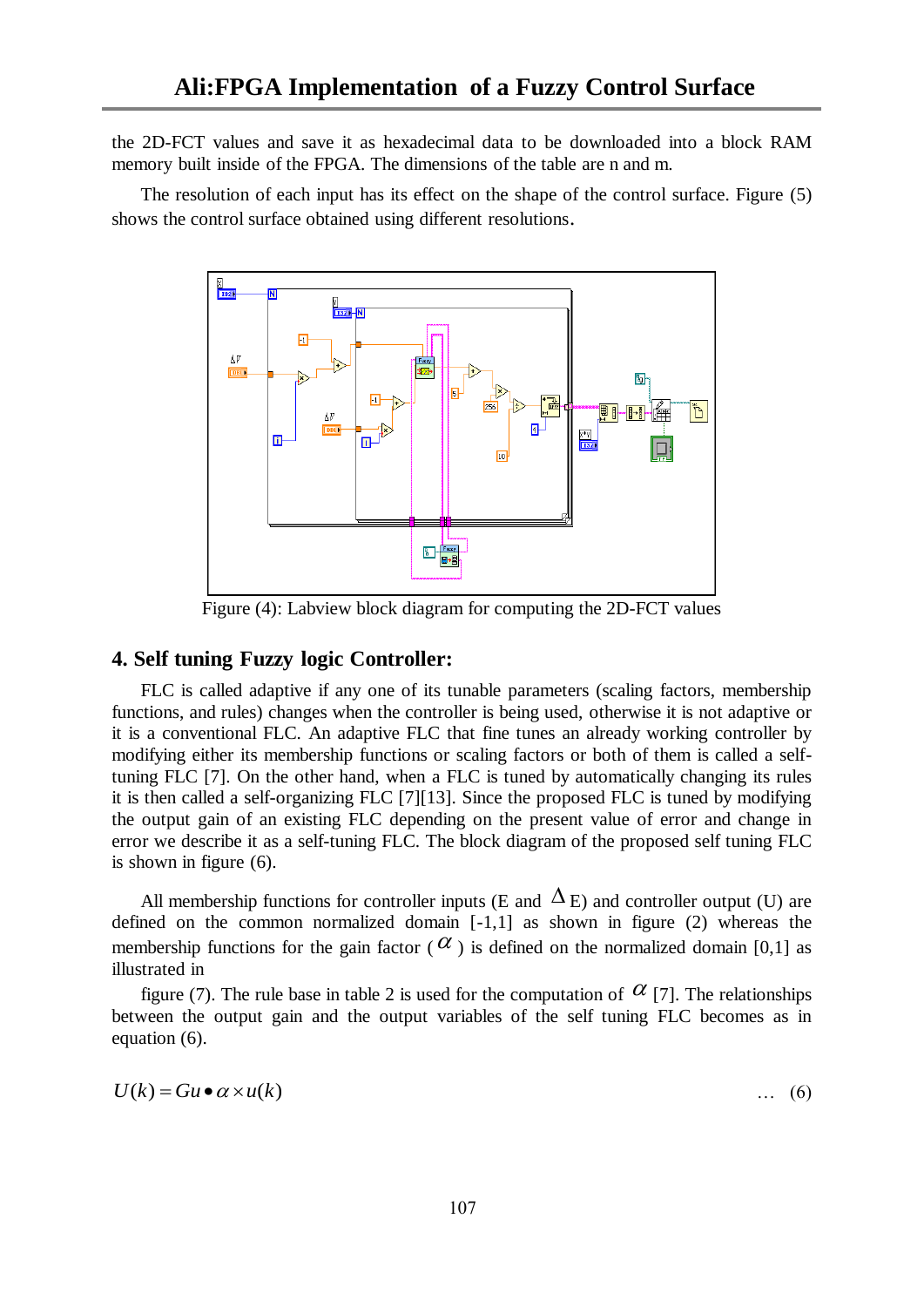the 2D-FCT values and save it as hexadecimal data to be downloaded into a block RAM memory built inside of the FPGA. The dimensions of the table are n and m.

The resolution of each input has its effect on the shape of the control surface. Figure (5) shows the control surface obtained using different resolutions.

Figure (4): Labview block diagram for computing the 2D-FCT values

## 4. Self tuning Fuzzy logic Controller:

FLC is called adaptive if any one of its tunable parameters (scaling factors, membership functions, and rules) changes when the controller is being used, otherwise it is not adaptive or it is a conventional FLC. An adaptive FLC that fine tunes an already working controller by modifying either its membership functions or scaling factors or both of them is called a self-tuning FLC [7]. On the other hand, when a FLC is tuned by automatically changing its rules it is then called a self-organizing FLC [7][13]. Since the proposed FLC is tuned by modifying the output gain of an existing FLC depending on the present value of error and change in error we describe it as a self-tuning FLC. The block diagram of the proposed self tuning FLC is shown in figure (6).

All membership functions for controller inputs (E and $\Delta$E) and controller output (U) are defined on the common normalized domain [-1,1] as shown in figure (2) whereas the membership functions for the gain factor ($\alpha$) is defined on the normalized domain [0,1] as illustrated in

figure (7). The rule base in table 2 is used for the computation of $\alpha$ [7]. The relationships between the output gain and the output variables of the self tuning FLC becomes as in equation (6).

$$U(k) = Gu \bullet \alpha \times u(k) \qquad \ldots \quad (6)$$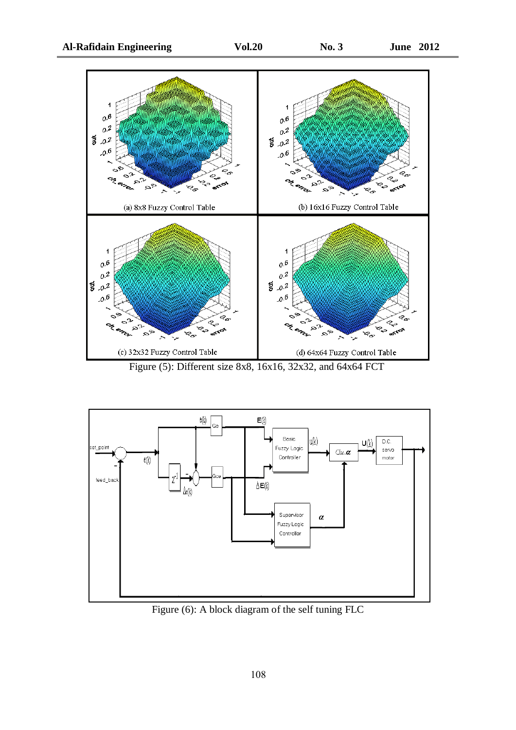Figure (5): Different size 8x8, 16x16, 32x32, and 64x64 FCT

Figure (6): A block diagram of the self tuning FLC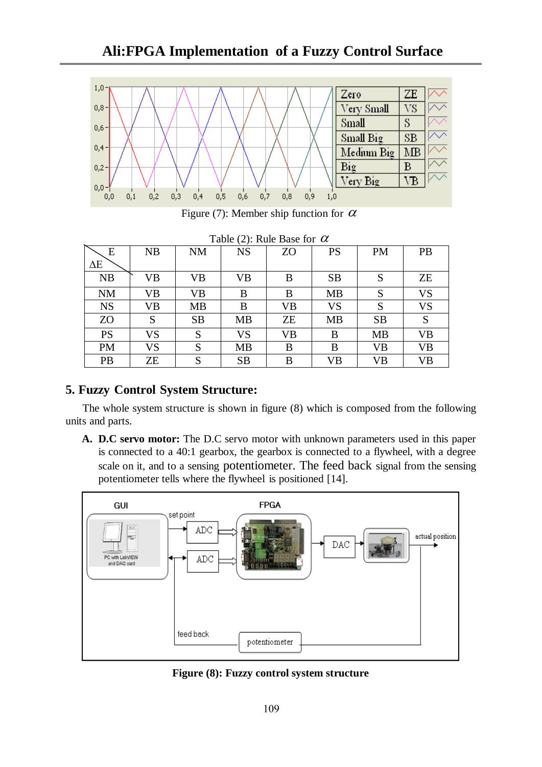Figure (7): Member ship function for $\alpha$

Table (2): Rule Base for $\alpha$

| ΔE \ E | NB | NM | NS | ZO | PS | PM | PB |
|---|---|---|---|---|---|---|---|
| NB | VB | VB | VB | B | SB | S | ZE |
| NM | VB | VB | B | B | MB | S | VS |
| NS | VB | MB | B | VB | VS | S | VS |
| ZO | S | SB | MB | ZE | MB | SB | S |
| PS | VS | S | VS | VB | B | MB | VB |
| PM | VS | S | MB | B | B | VB | VB |
| PB | ZE | S | SB | B | VB | VB | VB |

## 5. Fuzzy Control System Structure:

The whole system structure is shown in figure (8) which is composed from the following units and parts.

**A. D.C servo motor:** The D.C servo motor with unknown parameters used in this paper is connected to a 40:1 gearbox, the gearbox is connected to a flywheel, with a degree scale on it, and to a sensing potentiometer. The feed back signal from the sensing potentiometer tells where the flywheel is positioned [14].

**Figure (8): Fuzzy control system structure**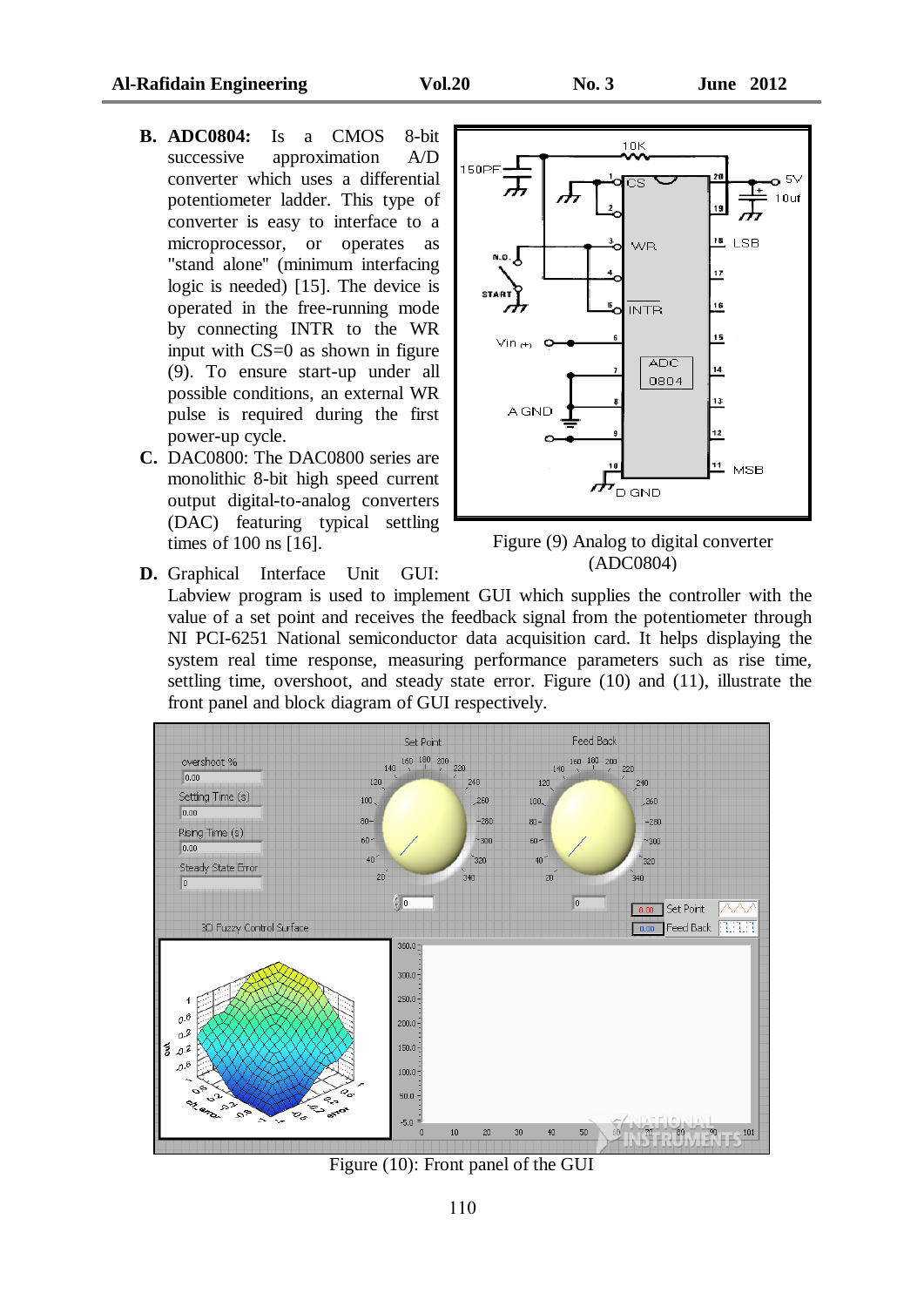**B. ADC0804:** Is a CMOS 8-bit successive approximation A/D converter which uses a differential potentiometer ladder. This type of converter is easy to interface to a microprocessor, or operates as "stand alone" (minimum interfacing logic is needed) [15]. The device is operated in the free-running mode by connecting INTR to the WR input with CS=0 as shown in figure (9). To ensure start-up under all possible conditions, an external WR pulse is required during the first power-up cycle.

**C.** DAC0800: The DAC0800 series are monolithic 8-bit high speed current output digital-to-analog converters (DAC) featuring typical settling times of 100 ns [16].

Figure (9) Analog to digital converter (ADC0804)

**D.** Graphical Interface Unit GUI: Labview program is used to implement GUI which supplies the controller with the value of a set point and receives the feedback signal from the potentiometer through NI PCI-6251 National semiconductor data acquisition card. It helps displaying the system real time response, measuring performance parameters such as rise time, settling time, overshoot, and steady state error. Figure (10) and (11), illustrate the front panel and block diagram of GUI respectively.

Figure (10): Front panel of the GUI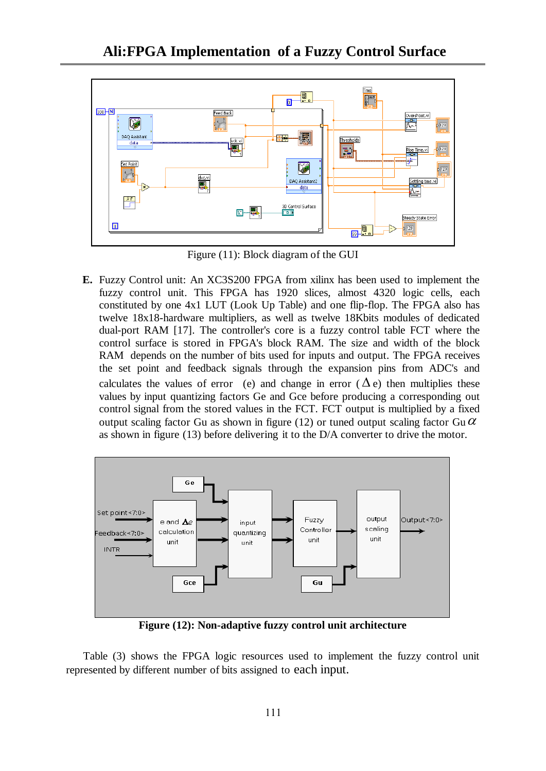Figure (11): Block diagram of the GUI

**E.** Fuzzy Control unit: An XC3S200 FPGA from xilinx has been used to implement the fuzzy control unit. This FPGA has 1920 slices, almost 4320 logic cells, each constituted by one 4x1 LUT (Look Up Table) and one flip-flop. The FPGA also has twelve 18x18-hardware multipliers, as well as twelve 18Kbits modules of dedicated dual-port RAM [17]. The controller's core is a fuzzy control table FCT where the control surface is stored in FPGA's block RAM. The size and width of the block RAM depends on the number of bits used for inputs and output. The FPGA receives the set point and feedback signals through the expansion pins from ADC's and calculates the values of error (e) and change in error ($\Delta$e) then multiplies these values by input quantizing factors Ge and Gce before producing a corresponding out control signal from the stored values in the FCT. FCT output is multiplied by a fixed output scaling factor Gu as shown in figure (12) or tuned output scaling factor Gu$\alpha$ as shown in figure (13) before delivering it to the D/A converter to drive the motor.

**Figure (12): Non-adaptive fuzzy control unit architecture**

Table (3) shows the FPGA logic resources used to implement the fuzzy control unit represented by different number of bits assigned to each input.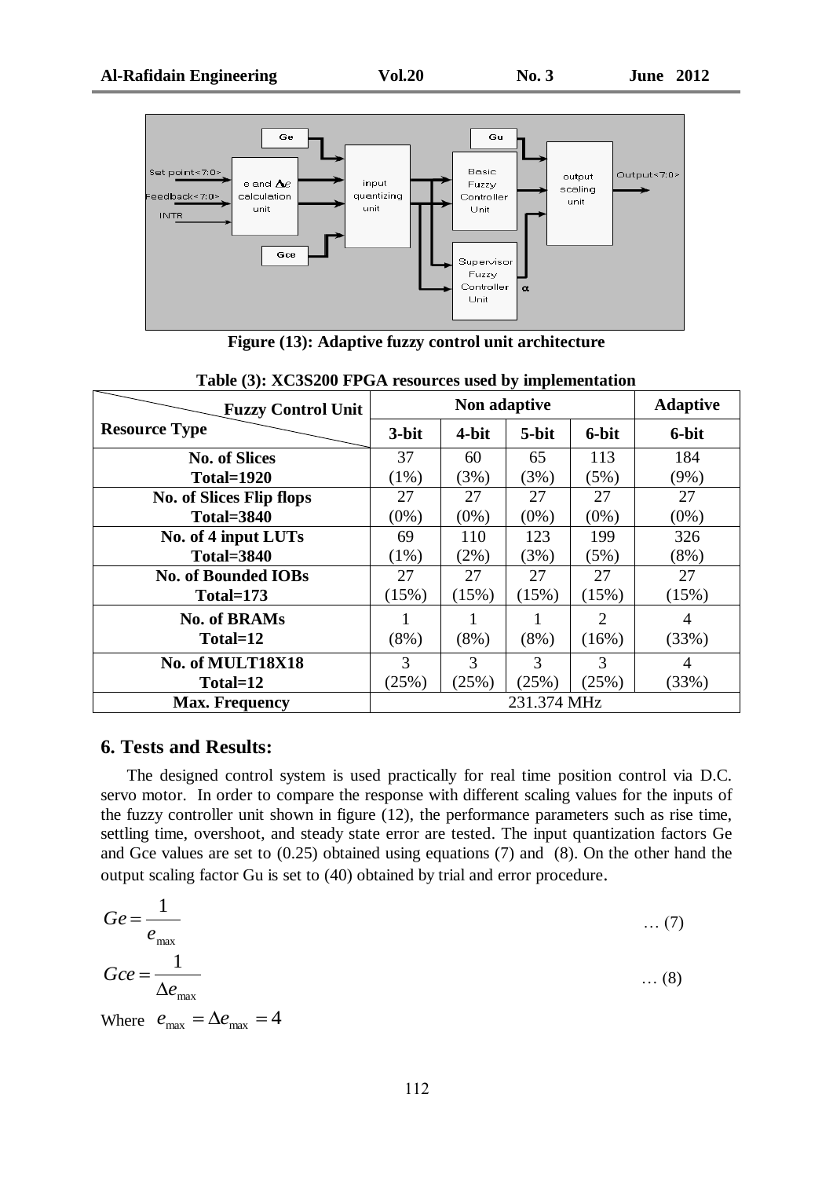Figure (13): Adaptive fuzzy control unit architecture

**Table (3): XC3S200 FPGA resources used by implementation**

| Fuzzy Control Unit / Resource Type | Non adaptive | | | | Adaptive |
|---|---|---|---|---|---|
| | 3-bit | 4-bit | 5-bit | 6-bit | 6-bit |
| **No. of Slices Total=1920** | 37 (1%) | 60 (3%) | 65 (3%) | 113 (5%) | 184 (9%) |
| **No. of Slices Flip flops Total=3840** | 27 (0%) | 27 (0%) | 27 (0%) | 27 (0%) | 27 (0%) |
| **No. of 4 input LUTs Total=3840** | 69 (1%) | 110 (2%) | 123 (3%) | 199 (5%) | 326 (8%) |
| **No. of Bounded IOBs Total=173** | 27 (15%) | 27 (15%) | 27 (15%) | 27 (15%) | 27 (15%) |
| **No. of BRAMs Total=12** | 1 (8%) | 1 (8%) | 1 (8%) | 2 (16%) | 4 (33%) |
| **No. of MULT18X18 Total=12** | 3 (25%) | 3 (25%) | 3 (25%) | 3 (25%) | 4 (33%) |
| **Max. Frequency** | 231.374 MHz | | | | |

## 6. Tests and Results:

The designed control system is used practically for real time position control via D.C. servo motor. In order to compare the response with different scaling values for the inputs of the fuzzy controller unit shown in figure (12), the performance parameters such as rise time, settling time, overshoot, and steady state error are tested. The input quantization factors Ge and Gce values are set to (0.25) obtained using equations (7) and (8). On the other hand the output scaling factor Gu is set to (40) obtained by trial and error procedure.

$$Ge = \frac{1}{e_{max}} \quad \dots (7)$$

$$Gce = \frac{1}{\Delta e_{max}} \quad \dots (8)$$

Where $e_{max} = \Delta e_{max} = 4$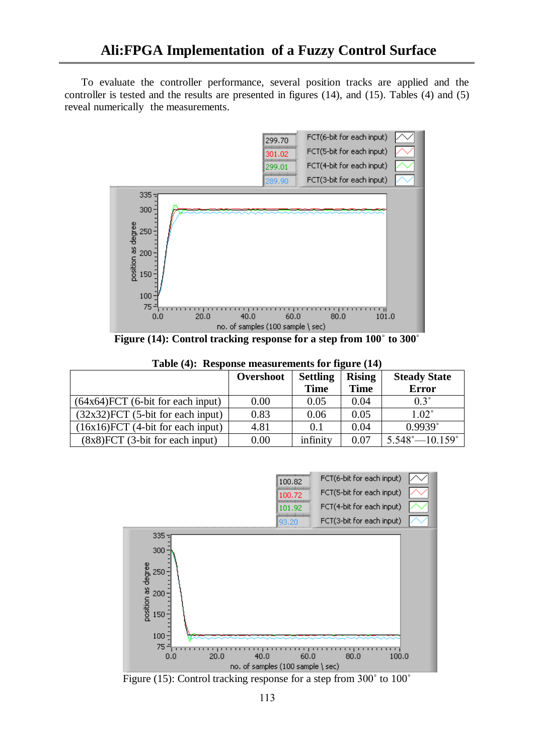To evaluate the controller performance, several position tracks are applied and the controller is tested and the results are presented in figures (14), and (15). Tables (4) and (5) reveal numerically the measurements.

**Figure (14): Control tracking response for a step from 100˚ to 300˚**

**Table (4): Response measurements for figure (14)**

| | Overshoot | Settling Time | Rising Time | Steady State Error |
|---|---|---|---|---|
| (64x64)FCT (6-bit for each input) | 0.00 | 0.05 | 0.04 | 0.3˚ |
| (32x32)FCT (5-bit for each input) | 0.83 | 0.06 | 0.05 | 1.02˚ |
| (16x16)FCT (4-bit for each input) | 4.81 | 0.1 | 0.04 | 0.9939˚ |
| (8x8)FCT (3-bit for each input) | 0.00 | infinity | 0.07 | 5.548˚—10.159˚ |

Figure (15): Control tracking response for a step from 300˚ to 100˚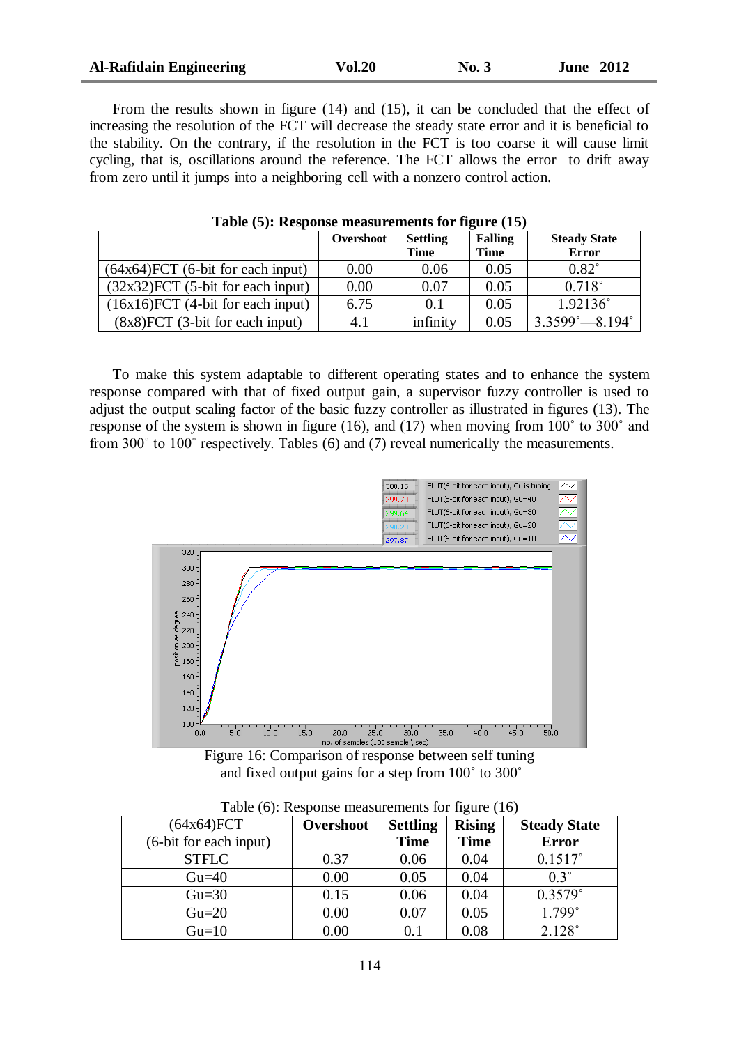From the results shown in figure (14) and (15), it can be concluded that the effect of increasing the resolution of the FCT will decrease the steady state error and it is beneficial to the stability. On the contrary, if the resolution in the FCT is too coarse it will cause limit cycling, that is, oscillations around the reference. The FCT allows the error to drift away from zero until it jumps into a neighboring cell with a nonzero control action.

**Table (5): Response measurements for figure (15)**

| | Overshoot | Settling Time | Falling Time | Steady State Error |
|---|---|---|---|---|
| (64x64)FCT (6-bit for each input) | 0.00 | 0.06 | 0.05 | 0.82˚ |
| (32x32)FCT (5-bit for each input) | 0.00 | 0.07 | 0.05 | 0.718˚ |
| (16x16)FCT (4-bit for each input) | 6.75 | 0.1 | 0.05 | 1.92136˚ |
| (8x8)FCT (3-bit for each input) | 4.1 | infinity | 0.05 | 3.3599˚—8.194˚ |

To make this system adaptable to different operating states and to enhance the system response compared with that of fixed output gain, a supervisor fuzzy controller is used to adjust the output scaling factor of the basic fuzzy controller as illustrated in figures (13). The response of the system is shown in figure (16), and (17) when moving from 100˚ to 300˚ and from 300˚ to 100˚ respectively. Tables (6) and (7) reveal numerically the measurements.

Figure 16: Comparison of response between self tuning and fixed output gains for a step from 100˚ to 300˚

Table (6): Response measurements for figure (16)

| (64x64)FCT (6-bit for each input) | Overshoot | Settling Time | Rising Time | Steady State Error |
|---|---|---|---|---|
| STFLC | 0.37 | 0.06 | 0.04 | 0.1517˚ |
| Gu=40 | 0.00 | 0.05 | 0.04 | 0.3˚ |
| Gu=30 | 0.15 | 0.06 | 0.04 | 0.3579˚ |
| Gu=20 | 0.00 | 0.07 | 0.05 | 1.799˚ |
| Gu=10 | 0.00 | 0.1 | 0.08 | 2.128˚ |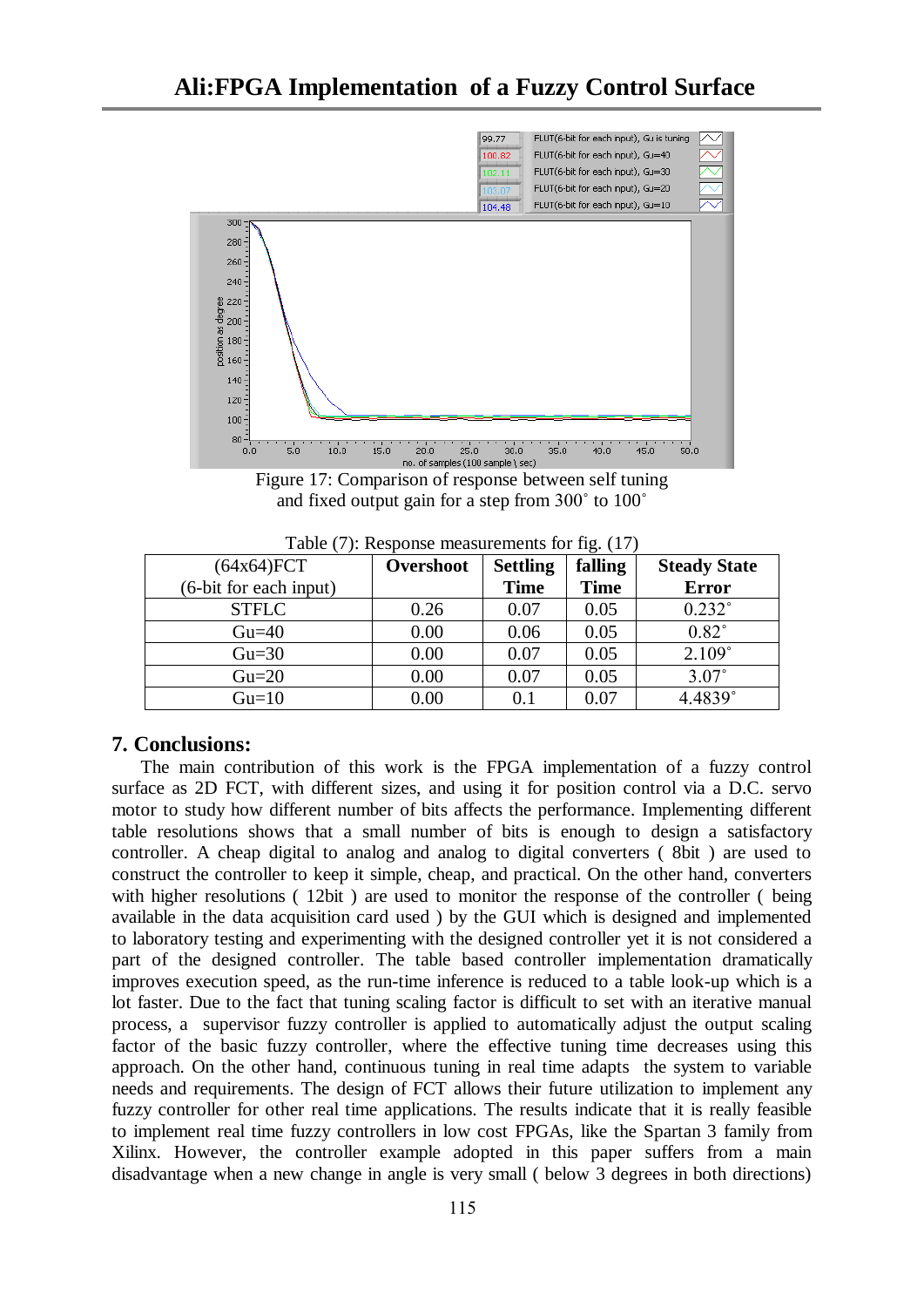Figure 17: Comparison of response between self tuning and fixed output gain for a step from 300˚ to 100˚

Table (7): Response measurements for fig. (17)

| (64x64)FCT (6-bit for each input) | Overshoot | Settling Time | falling Time | Steady State Error |
|---|---|---|---|---|
| STFLC | 0.26 | 0.07 | 0.05 | 0.232˚ |
| Gu=40 | 0.00 | 0.06 | 0.05 | 0.82˚ |
| Gu=30 | 0.00 | 0.07 | 0.05 | 2.109˚ |
| Gu=20 | 0.00 | 0.07 | 0.05 | 3.07˚ |
| Gu=10 | 0.00 | 0.1 | 0.07 | 4.4839˚ |

## 7. Conclusions:

The main contribution of this work is the FPGA implementation of a fuzzy control surface as 2D FCT, with different sizes, and using it for position control via a D.C. servo motor to study how different number of bits affects the performance. Implementing different table resolutions shows that a small number of bits is enough to design a satisfactory controller. A cheap digital to analog and analog to digital converters ( 8bit ) are used to construct the controller to keep it simple, cheap, and practical. On the other hand, converters with higher resolutions ( 12bit ) are used to monitor the response of the controller ( being available in the data acquisition card used ) by the GUI which is designed and implemented to laboratory testing and experimenting with the designed controller yet it is not considered a part of the designed controller. The table based controller implementation dramatically improves execution speed, as the run-time inference is reduced to a table look-up which is a lot faster. Due to the fact that tuning scaling factor is difficult to set with an iterative manual process, a supervisor fuzzy controller is applied to automatically adjust the output scaling factor of the basic fuzzy controller, where the effective tuning time decreases using this approach. On the other hand, continuous tuning in real time adapts the system to variable needs and requirements. The design of FCT allows their future utilization to implement any fuzzy controller for other real time applications. The results indicate that it is really feasible to implement real time fuzzy controllers in low cost FPGAs, like the Spartan 3 family from Xilinx. However, the controller example adopted in this paper suffers from a main disadvantage when a new change in angle is very small ( below 3 degrees in both directions)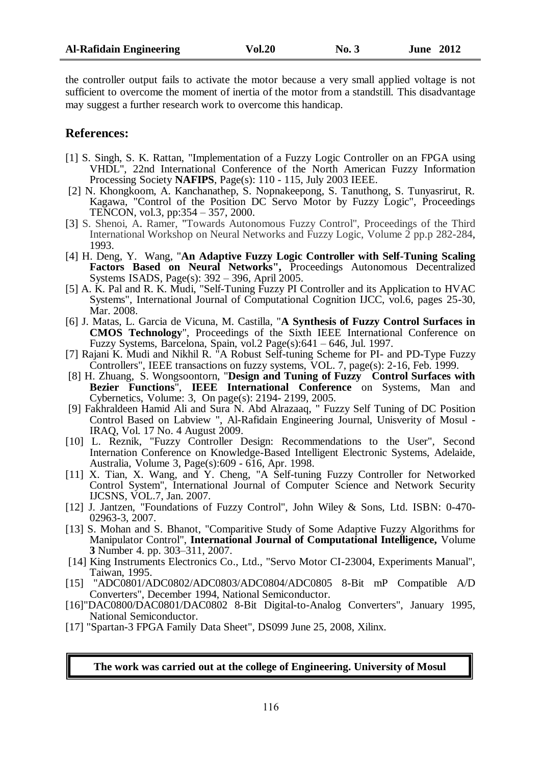the controller output fails to activate the motor because a very small applied voltage is not sufficient to overcome the moment of inertia of the motor from a standstill. This disadvantage may suggest a further research work to overcome this handicap.

## References:

[1] S. Singh, S. K. Rattan, "Implementation of a Fuzzy Logic Controller on an FPGA using VHDL", 22nd International Conference of the North American Fuzzy Information Processing Society **NAFIPS**, Page(s): 110 - 115, July 2003 IEEE.

[2] N. Khongkoom, A. Kanchanathep, S. Nopnakeepong, S. Tanuthong, S. Tunyasrirut, R. Kagawa, "Control of the Position DC Servo Motor by Fuzzy Logic", Proceedings TENCON, vol.3, pp:354 – 357, 2000.

[3] S. Shenoi, A. Ramer, "Towards Autonomous Fuzzy Control", Proceedings of the Third International Workshop on Neural Networks and Fuzzy Logic, Volume 2 pp.p 282-284, 1993.

[4] H. Deng, Y. Wang, "**An Adaptive Fuzzy Logic Controller with Self-Tuning Scaling Factors Based on Neural Networks",** Proceedings Autonomous Decentralized Systems ISADS, Page(s): 392 – 396, April 2005.

[5] A. K. Pal and R. K. Mudi, "Self-Tuning Fuzzy PI Controller and its Application to HVAC Systems", International Journal of Computational Cognition IJCC, vol.6, pages 25-30, Mar. 2008.

[6] J. Matas, L. Garcia de Vicuna, M. Castilla, "**A Synthesis of Fuzzy Control Surfaces in CMOS Technology**", Proceedings of the Sixth IEEE International Conference on Fuzzy Systems, Barcelona, Spain, vol.2 Page(s):641 – 646, Jul. 1997.

[7] Rajani K. Mudi and Nikhil R. "A Robust Self-tuning Scheme for PI- and PD-Type Fuzzy Controllers", IEEE transactions on fuzzy systems, VOL. 7, page(s): 2-16, Feb. 1999.

[8] H. Zhuang, S. Wongsoontorn, "**Design and Tuning of Fuzzy Control Surfaces with Bezier Functions**", **IEEE International Conference** on Systems, Man and Cybernetics, Volume: 3, On page(s): 2194- 2199, 2005.

[9] Fakhraldeen Hamid Ali and Sura N. Abd Alrazaaq, " Fuzzy Self Tuning of DC Position Control Based on Labview ", Al-Rafidain Engineering Journal, Unisverity of Mosul - IRAQ, Vol. 17 No. 4 August 2009.

[10] L. Reznik, "Fuzzy Controller Design: Recommendations to the User", Second Internation Conference on Knowledge-Based Intelligent Electronic Systems, Adelaide, Australia, Volume 3, Page(s):609 - 616, Apr. 1998.

[11] X. Tian, X. Wang, and Y. Cheng, "A Self-tuning Fuzzy Controller for Networked Control System", International Journal of Computer Science and Network Security IJCSNS, VOL.7, Jan. 2007.

[12] J. Jantzen, "Foundations of Fuzzy Control", John Wiley & Sons, Ltd. ISBN: 0-470-02963-3, 2007.

[13] S. Mohan and S. Bhanot, "Comparitive Study of Some Adaptive Fuzzy Algorithms for Manipulator Control", **International Journal of Computational Intelligence,** Volume **3** Number 4. pp. 303–311, 2007.

[14] King Instruments Electronics Co., Ltd., "Servo Motor CI-23004, Experiments Manual", Taiwan, 1995.

[15] "ADC0801/ADC0802/ADC0803/ADC0804/ADC0805 8-Bit mP Compatible A/D Converters", December 1994, National Semiconductor.

[16]"DAC0800/DAC0801/DAC0802 8-Bit Digital-to-Analog Converters", January 1995, National Semiconductor.

[17] "Spartan-3 FPGA Family Data Sheet", DS099 June 25, 2008, Xilinx.

**The work was carried out at the college of Engineering. University of Mosul**